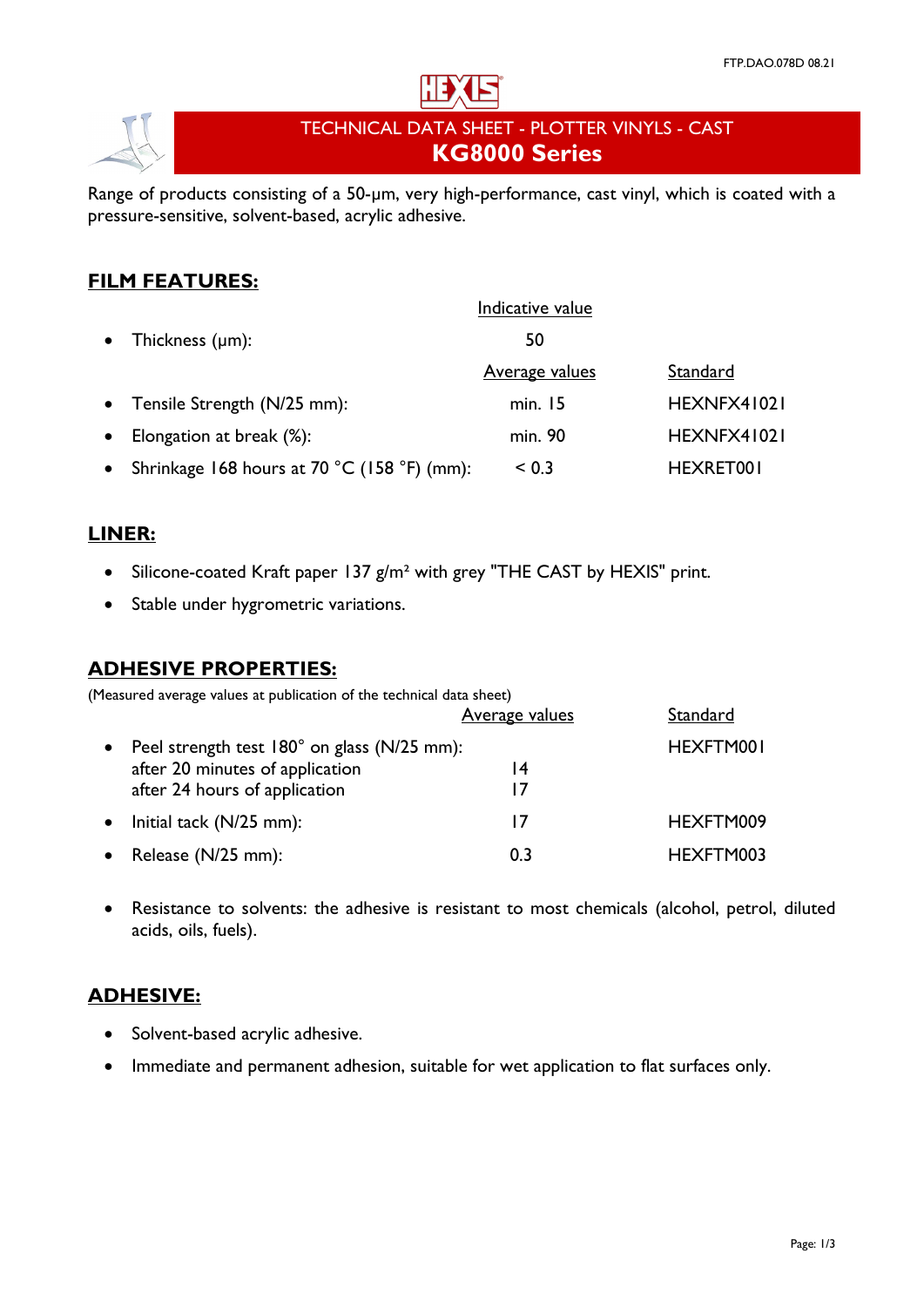FTP.DAO.078D 08.21

TECHNICAL DATA SHEET - PLOTTER VINYLS - CAST

# KG8000 Series

Range of products consisting of a 50-µm, very high-performance, cast vinyl, which is coated with a pressure-sensitive, solvent-based, acrylic adhesive.

## FILM FEATURES:

| | Indicative value | |
|---|---|---|
| • Thickness (µm): | 50 | |
| | Average values | Standard |
| • Tensile Strength (N/25 mm): | min. 15 | HEXNFX41021 |
| • Elongation at break (%): | min. 90 | HEXNFX41021 |
| • Shrinkage 168 hours at 70 °C (158 °F) (mm): | < 0.3 | HEXRET001 |

## LINER:

- Silicone-coated Kraft paper 137 g/m² with grey "THE CAST by HEXIS" print.
- Stable under hygrometric variations.

## ADHESIVE PROPERTIES:

(Measured average values at publication of the technical data sheet)

| | Average values | Standard |
|---|---|---|
| • Peel strength test 180° on glass (N/25 mm): | | HEXFTM001 |
| after 20 minutes of application | 14 | |
| after 24 hours of application | 17 | |
| • Initial tack (N/25 mm): | 17 | HEXFTM009 |
| • Release (N/25 mm): | 0.3 | HEXFTM003 |

- Resistance to solvents: the adhesive is resistant to most chemicals (alcohol, petrol, diluted acids, oils, fuels).

## ADHESIVE:

- Solvent-based acrylic adhesive.
- Immediate and permanent adhesion, suitable for wet application to flat surfaces only.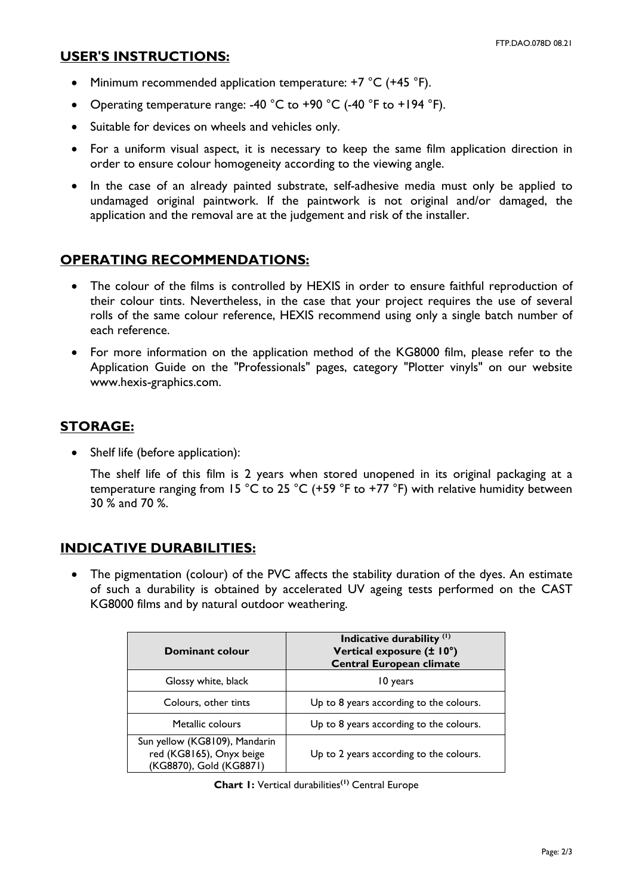## USER'S INSTRUCTIONS:

- Minimum recommended application temperature: +7 °C (+45 °F).
- Operating temperature range: -40 °C to +90 °C (-40 °F to +194 °F).
- Suitable for devices on wheels and vehicles only.
- For a uniform visual aspect, it is necessary to keep the same film application direction in order to ensure colour homogeneity according to the viewing angle.
- In the case of an already painted substrate, self-adhesive media must only be applied to undamaged original paintwork. If the paintwork is not original and/or damaged, the application and the removal are at the judgement and risk of the installer.

## OPERATING RECOMMENDATIONS:

- The colour of the films is controlled by HEXIS in order to ensure faithful reproduction of their colour tints. Nevertheless, in the case that your project requires the use of several rolls of the same colour reference, HEXIS recommend using only a single batch number of each reference.
- For more information on the application method of the KG8000 film, please refer to the Application Guide on the "Professionals" pages, category "Plotter vinyls" on our website www.hexis-graphics.com.

## STORAGE:

- Shelf life (before application):

  The shelf life of this film is 2 years when stored unopened in its original packaging at a temperature ranging from 15 °C to 25 °C (+59 °F to +77 °F) with relative humidity between 30 % and 70 %.

## INDICATIVE DURABILITIES:

- The pigmentation (colour) of the PVC affects the stability duration of the dyes. An estimate of such a durability is obtained by accelerated UV ageing tests performed on the CAST KG8000 films and by natural outdoor weathering.

| Dominant colour | Indicative durability (1) Vertical exposure (± 10°) Central European climate |
|---|---|
| Glossy white, black | 10 years |
| Colours, other tints | Up to 8 years according to the colours. |
| Metallic colours | Up to 8 years according to the colours. |
| Sun yellow (KG8109), Mandarin red (KG8165), Onyx beige (KG8870), Gold (KG8871) | Up to 2 years according to the colours. |

**Chart 1:** Vertical durabilities(1) Central Europe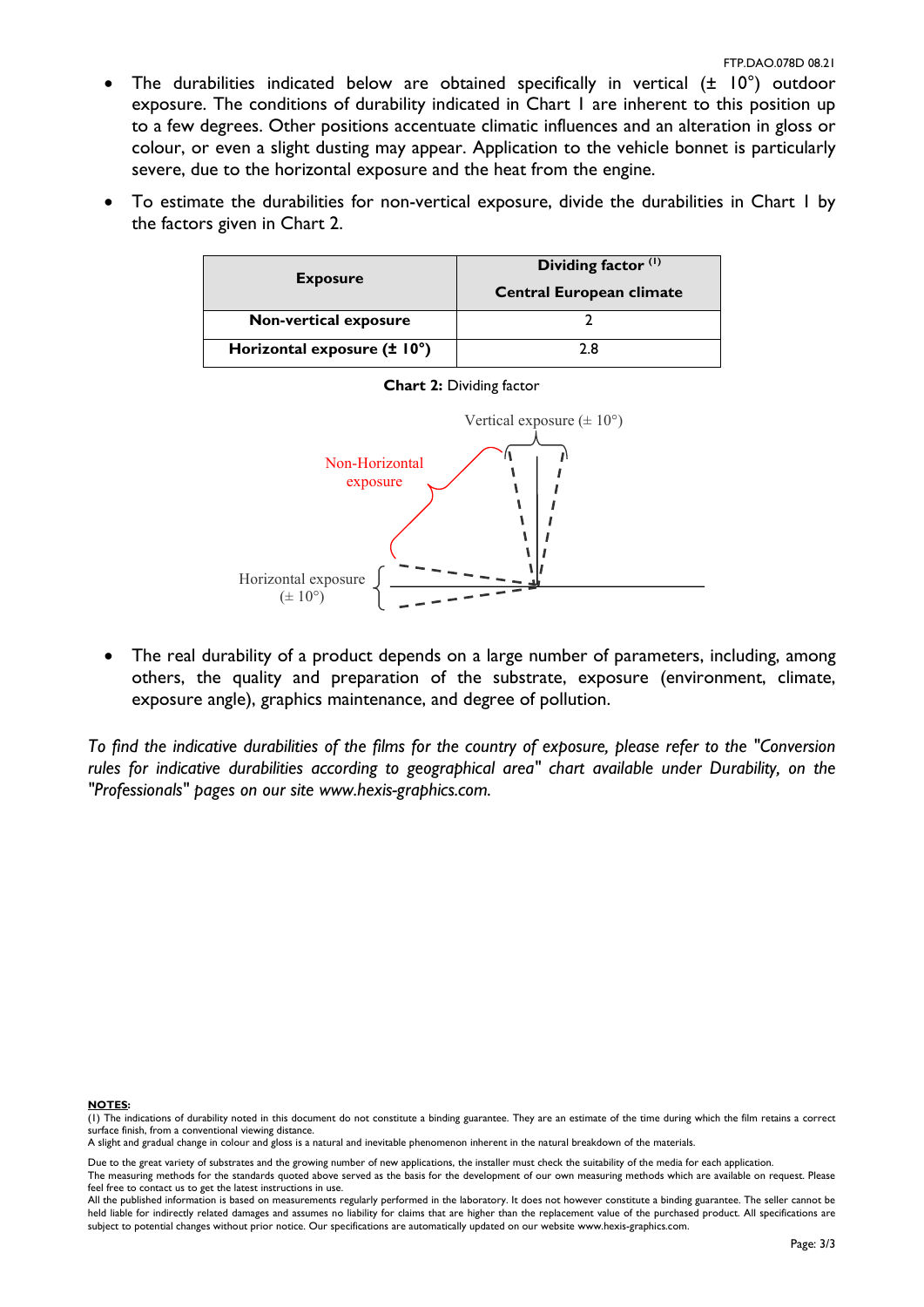- The durabilities indicated below are obtained specifically in vertical (± 10°) outdoor exposure. The conditions of durability indicated in Chart 1 are inherent to this position up to a few degrees. Other positions accentuate climatic influences and an alteration in gloss or colour, or even a slight dusting may appear. Application to the vehicle bonnet is particularly severe, due to the horizontal exposure and the heat from the engine.
- To estimate the durabilities for non-vertical exposure, divide the durabilities in Chart 1 by the factors given in Chart 2.

| Exposure | Dividing factor (1) Central European climate |
|---|---|
| **Non-vertical exposure** | 2 |
| **Horizontal exposure (± 10°)** | 2.8 |

**Chart 2:** Dividing factor

Vertical exposure (± 10°)

Non-Horizontal exposure

Horizontal exposure (± 10°)

- The real durability of a product depends on a large number of parameters, including, among others, the quality and preparation of the substrate, exposure (environment, climate, exposure angle), graphics maintenance, and degree of pollution.

*To find the indicative durabilities of the films for the country of exposure, please refer to the "Conversion rules for indicative durabilities according to geographical area" chart available under Durability, on the "Professionals" pages on our site www.hexis-graphics.com.*

**NOTES:**

(1) The indications of durability noted in this document do not constitute a binding guarantee. They are an estimate of the time during which the film retains a correct surface finish, from a conventional viewing distance.
A slight and gradual change in colour and gloss is a natural and inevitable phenomenon inherent in the natural breakdown of the materials.

Due to the great variety of substrates and the growing number of new applications, the installer must check the suitability of the media for each application.
The measuring methods for the standards quoted above served as the basis for the development of our own measuring methods which are available on request. Please feel free to contact us to get the latest instructions in use.
All the published information is based on measurements regularly performed in the laboratory. It does not however constitute a binding guarantee. The seller cannot be held liable for indirectly related damages and assumes no liability for claims that are higher than the replacement value of the purchased product. All specifications are subject to potential changes without prior notice. Our specifications are automatically updated on our website www.hexis-graphics.com.